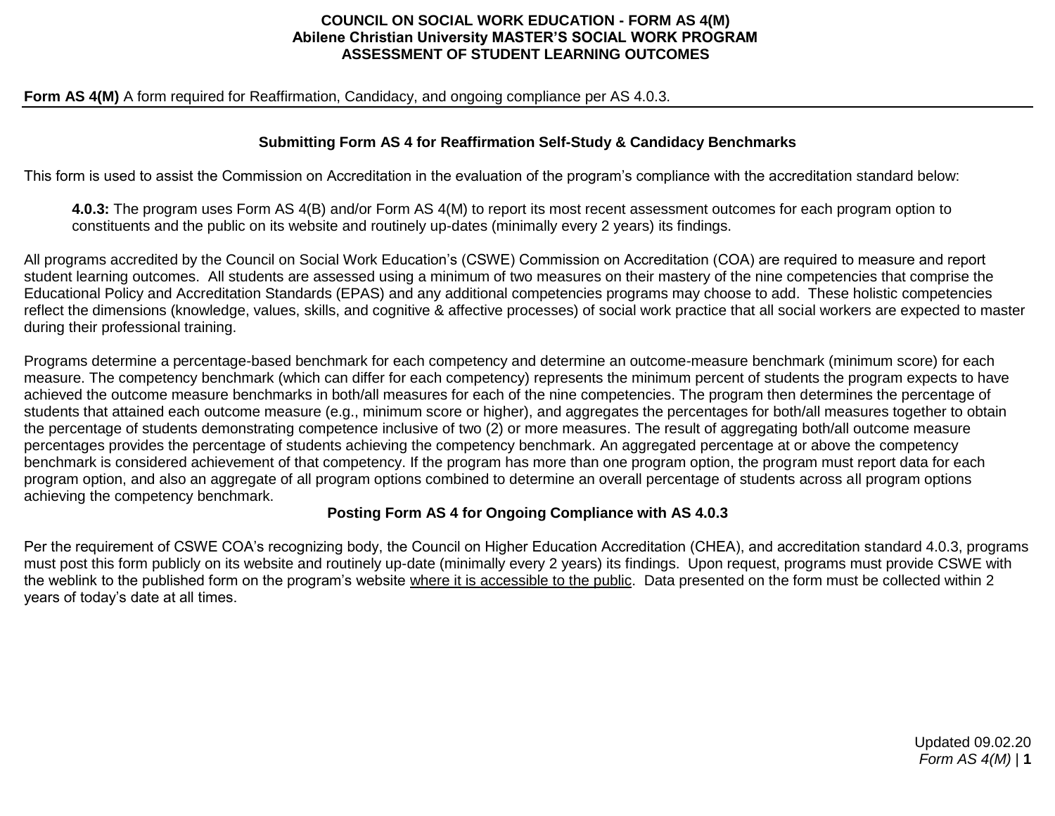**COUNCIL ON SOCIAL WORK EDUCATION - FORM AS 4(M)**
**Abilene Christian University MASTER'S SOCIAL WORK PROGRAM**
**ASSESSMENT OF STUDENT LEARNING OUTCOMES**

**Form AS 4(M)** A form required for Reaffirmation, Candidacy, and ongoing compliance per AS 4.0.3.

### Submitting Form AS 4 for Reaffirmation Self-Study & Candidacy Benchmarks

This form is used to assist the Commission on Accreditation in the evaluation of the program's compliance with the accreditation standard below:

> **4.0.3:** The program uses Form AS 4(B) and/or Form AS 4(M) to report its most recent assessment outcomes for each program option to constituents and the public on its website and routinely up-dates (minimally every 2 years) its findings.

All programs accredited by the Council on Social Work Education's (CSWE) Commission on Accreditation (COA) are required to measure and report student learning outcomes. All students are assessed using a minimum of two measures on their mastery of the nine competencies that comprise the Educational Policy and Accreditation Standards (EPAS) and any additional competencies programs may choose to add. These holistic competencies reflect the dimensions (knowledge, values, skills, and cognitive & affective processes) of social work practice that all social workers are expected to master during their professional training.

Programs determine a percentage-based benchmark for each competency and determine an outcome-measure benchmark (minimum score) for each measure. The competency benchmark (which can differ for each competency) represents the minimum percent of students the program expects to have achieved the outcome measure benchmarks in both/all measures for each of the nine competencies. The program then determines the percentage of students that attained each outcome measure (e.g., minimum score or higher), and aggregates the percentages for both/all measures together to obtain the percentage of students demonstrating competence inclusive of two (2) or more measures. The result of aggregating both/all outcome measure percentages provides the percentage of students achieving the competency benchmark. An aggregated percentage at or above the competency benchmark is considered achievement of that competency. If the program has more than one program option, the program must report data for each program option, and also an aggregate of all program options combined to determine an overall percentage of students across all program options achieving the competency benchmark.

### Posting Form AS 4 for Ongoing Compliance with AS 4.0.3

Per the requirement of CSWE COA's recognizing body, the Council on Higher Education Accreditation (CHEA), and accreditation standard 4.0.3, programs must post this form publicly on its website and routinely up-date (minimally every 2 years) its findings. Upon request, programs must provide CSWE with the weblink to the published form on the program's website where it is accessible to the public. Data presented on the form must be collected within 2 years of today's date at all times.

Updated 09.02.20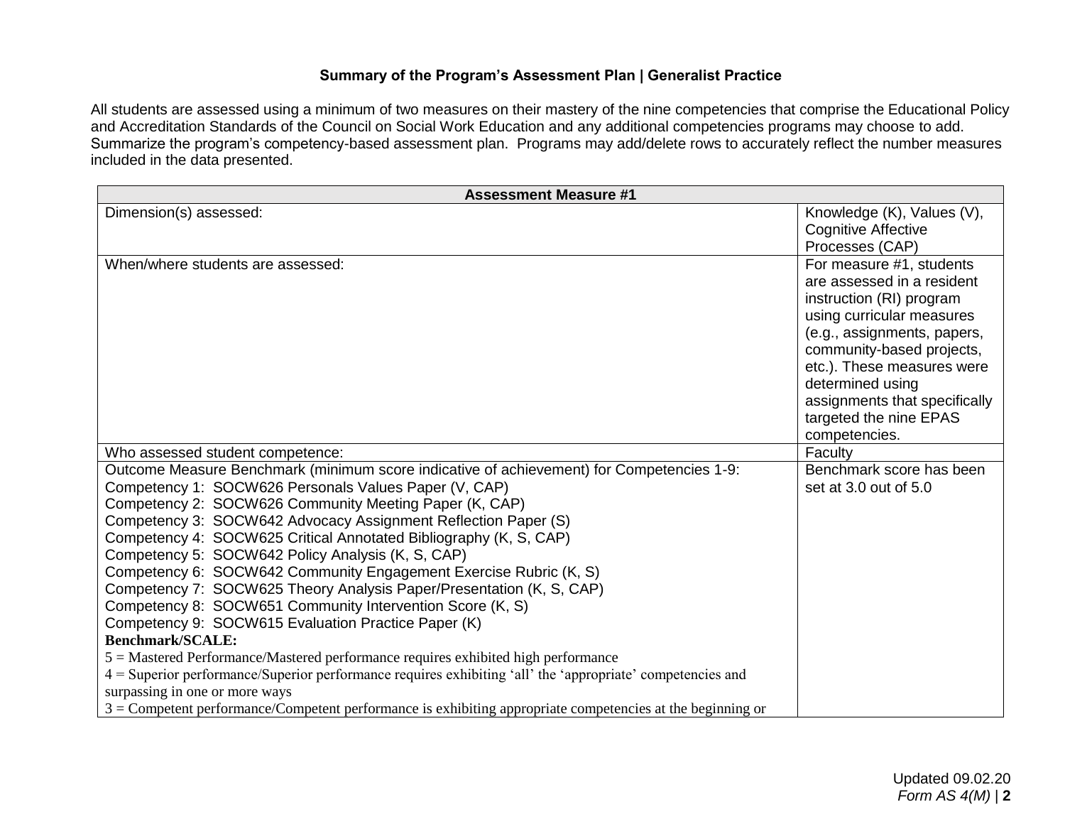### Summary of the Program's Assessment Plan | Generalist Practice

All students are assessed using a minimum of two measures on their mastery of the nine competencies that comprise the Educational Policy and Accreditation Standards of the Council on Social Work Education and any additional competencies programs may choose to add. Summarize the program's competency-based assessment plan. Programs may add/delete rows to accurately reflect the number measures included in the data presented.

| **Assessment Measure #1** | |
|---|---|
| Dimension(s) assessed: | Knowledge (K), Values (V), Cognitive Affective Processes (CAP) |
| When/where students are assessed: | For measure #1, students are assessed in a resident instruction (RI) program using curricular measures (e.g., assignments, papers, community-based projects, etc.). These measures were determined using assignments that specifically targeted the nine EPAS competencies. |
| Who assessed student competence: | Faculty |
| Outcome Measure Benchmark (minimum score indicative of achievement) for Competencies 1-9:<br>Competency 1: SOCW626 Personals Values Paper (V, CAP)<br>Competency 2: SOCW626 Community Meeting Paper (K, CAP)<br>Competency 3: SOCW642 Advocacy Assignment Reflection Paper (S)<br>Competency 4: SOCW625 Critical Annotated Bibliography (K, S, CAP)<br>Competency 5: SOCW642 Policy Analysis (K, S, CAP)<br>Competency 6: SOCW642 Community Engagement Exercise Rubric (K, S)<br>Competency 7: SOCW625 Theory Analysis Paper/Presentation (K, S, CAP)<br>Competency 8: SOCW651 Community Intervention Score (K, S)<br>Competency 9: SOCW615 Evaluation Practice Paper (K)<br>**Benchmark/SCALE:**<br>5 = Mastered Performance/Mastered performance requires exhibited high performance<br>4 = Superior performance/Superior performance requires exhibiting 'all' the 'appropriate' competencies and surpassing in one or more ways<br>3 = Competent performance/Competent performance is exhibiting appropriate competencies at the beginning or | Benchmark score has been set at 3.0 out of 5.0 |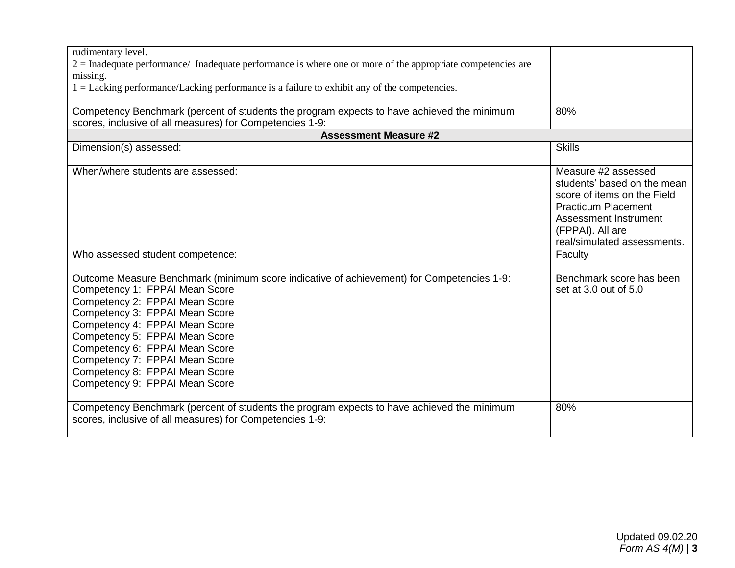| | |
|---|---|
| rudimentary level.<br>2 = Inadequate performance/ Inadequate performance is where one or more of the appropriate competencies are missing.<br>1 = Lacking performance/Lacking performance is a failure to exhibit any of the competencies. | |
| Competency Benchmark (percent of students the program expects to have achieved the minimum scores, inclusive of all measures) for Competencies 1-9: | 80% |
| **Assessment Measure #2** | |
| Dimension(s) assessed: | Skills |
| When/where students are assessed: | Measure #2 assessed students' based on the mean score of items on the Field Practicum Placement Assessment Instrument (FPPAI). All are real/simulated assessments. |
| Who assessed student competence: | Faculty |
| Outcome Measure Benchmark (minimum score indicative of achievement) for Competencies 1-9:<br>Competency 1: FPPAI Mean Score<br>Competency 2: FPPAI Mean Score<br>Competency 3: FPPAI Mean Score<br>Competency 4: FPPAI Mean Score<br>Competency 5: FPPAI Mean Score<br>Competency 6: FPPAI Mean Score<br>Competency 7: FPPAI Mean Score<br>Competency 8: FPPAI Mean Score<br>Competency 9: FPPAI Mean Score | Benchmark score has been set at 3.0 out of 5.0 |
| Competency Benchmark (percent of students the program expects to have achieved the minimum scores, inclusive of all measures) for Competencies 1-9: | 80% |

Updated 09.02.20
*Form AS 4(M)*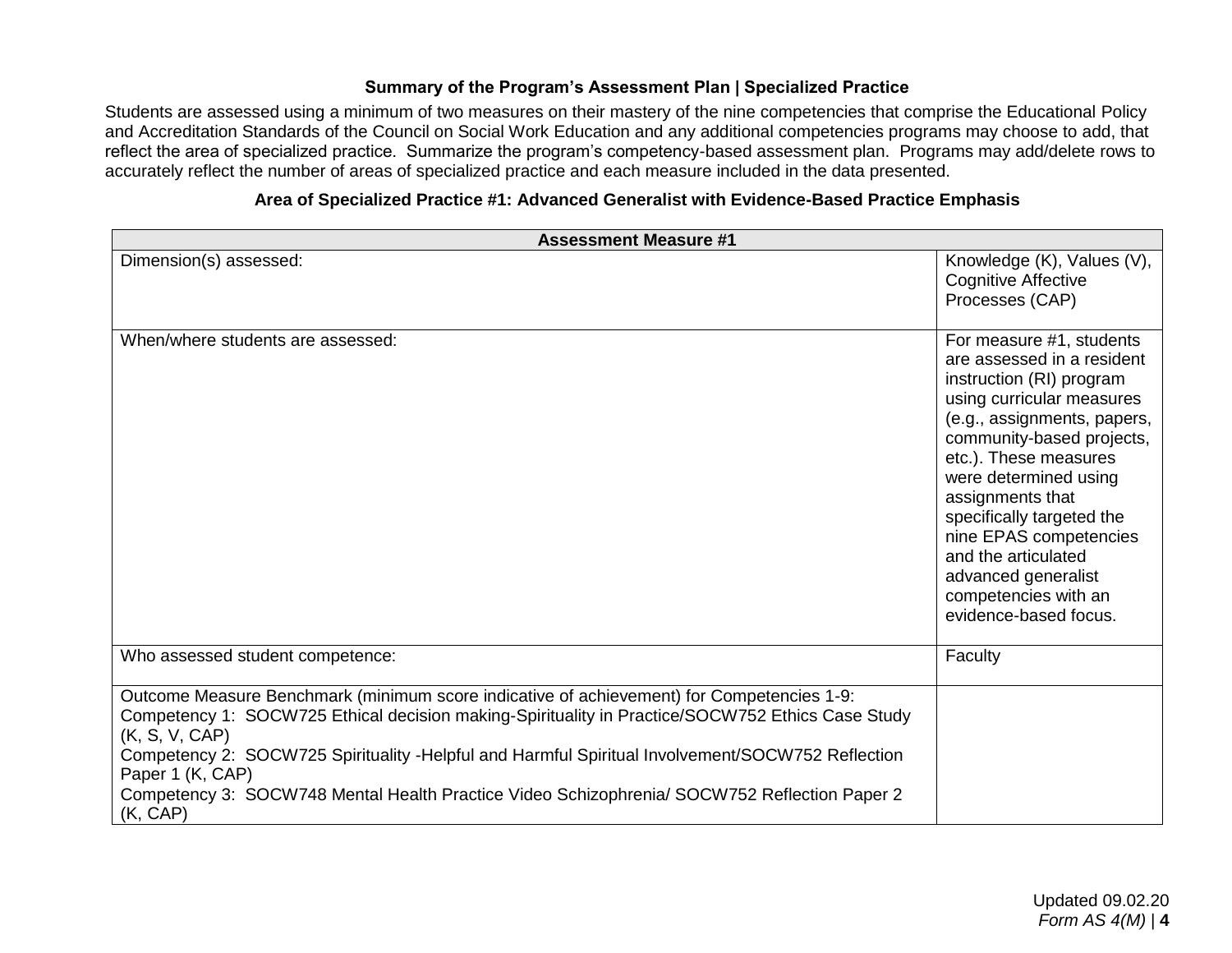### Summary of the Program's Assessment Plan | Specialized Practice

Students are assessed using a minimum of two measures on their mastery of the nine competencies that comprise the Educational Policy and Accreditation Standards of the Council on Social Work Education and any additional competencies programs may choose to add, that reflect the area of specialized practice. Summarize the program's competency-based assessment plan. Programs may add/delete rows to accurately reflect the number of areas of specialized practice and each measure included in the data presented.

#### Area of Specialized Practice #1: Advanced Generalist with Evidence-Based Practice Emphasis

| Assessment Measure #1 | |
|---|---|
| Dimension(s) assessed: | Knowledge (K), Values (V), Cognitive Affective Processes (CAP) |
| When/where students are assessed: | For measure #1, students are assessed in a resident instruction (RI) program using curricular measures (e.g., assignments, papers, community-based projects, etc.). These measures were determined using assignments that specifically targeted the nine EPAS competencies and the articulated advanced generalist competencies with an evidence-based focus. |
| Who assessed student competence: | Faculty |
| Outcome Measure Benchmark (minimum score indicative of achievement) for Competencies 1-9:<br>Competency 1: SOCW725 Ethical decision making-Spirituality in Practice/SOCW752 Ethics Case Study (K, S, V, CAP)<br>Competency 2: SOCW725 Spirituality -Helpful and Harmful Spiritual Involvement/SOCW752 Reflection Paper 1 (K, CAP)<br>Competency 3: SOCW748 Mental Health Practice Video Schizophrenia/ SOCW752 Reflection Paper 2 (K, CAP) | |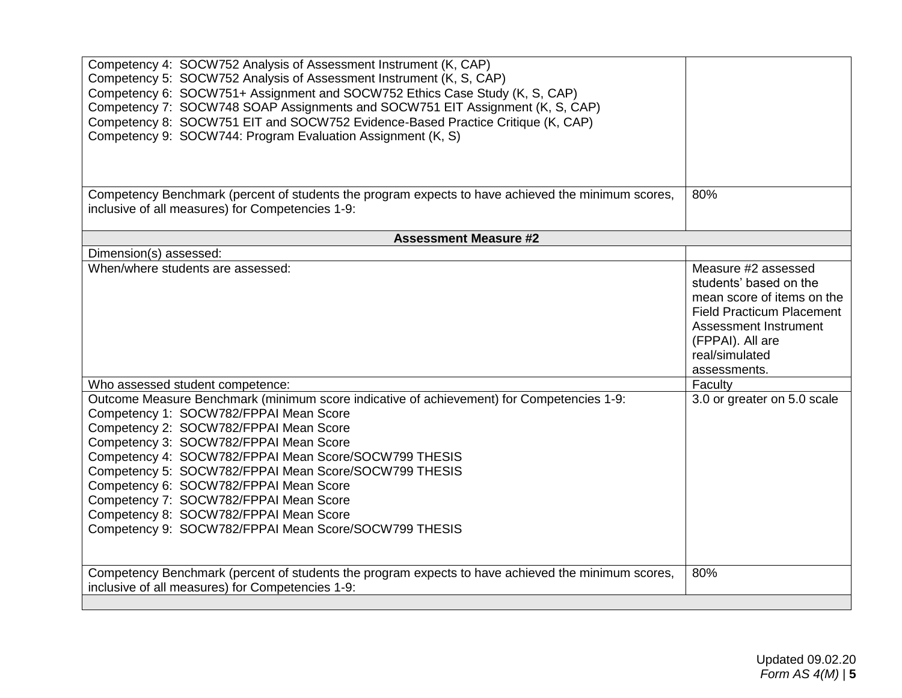| | |
|---|---|
| Competency 4: SOCW752 Analysis of Assessment Instrument (K, CAP)<br>Competency 5: SOCW752 Analysis of Assessment Instrument (K, S, CAP)<br>Competency 6: SOCW751+ Assignment and SOCW752 Ethics Case Study (K, S, CAP)<br>Competency 7: SOCW748 SOAP Assignments and SOCW751 EIT Assignment (K, S, CAP)<br>Competency 8: SOCW751 EIT and SOCW752 Evidence-Based Practice Critique (K, CAP)<br>Competency 9: SOCW744: Program Evaluation Assignment (K, S) | |
| Competency Benchmark (percent of students the program expects to have achieved the minimum scores, inclusive of all measures) for Competencies 1-9: | 80% |
| **Assessment Measure #2** | |
| Dimension(s) assessed: | |
| When/where students are assessed: | Measure #2 assessed students' based on the mean score of items on the Field Practicum Placement Assessment Instrument (FPPAI). All are real/simulated assessments. |
| Who assessed student competence: | Faculty |
| Outcome Measure Benchmark (minimum score indicative of achievement) for Competencies 1-9:<br>Competency 1: SOCW782/FPPAI Mean Score<br>Competency 2: SOCW782/FPPAI Mean Score<br>Competency 3: SOCW782/FPPAI Mean Score<br>Competency 4: SOCW782/FPPAI Mean Score/SOCW799 THESIS<br>Competency 5: SOCW782/FPPAI Mean Score/SOCW799 THESIS<br>Competency 6: SOCW782/FPPAI Mean Score<br>Competency 7: SOCW782/FPPAI Mean Score<br>Competency 8: SOCW782/FPPAI Mean Score<br>Competency 9: SOCW782/FPPAI Mean Score/SOCW799 THESIS | 3.0 or greater on 5.0 scale |
| Competency Benchmark (percent of students the program expects to have achieved the minimum scores, inclusive of all measures) for Competencies 1-9: | 80% |
| | |

Updated 09.02.20
*Form AS 4(M)*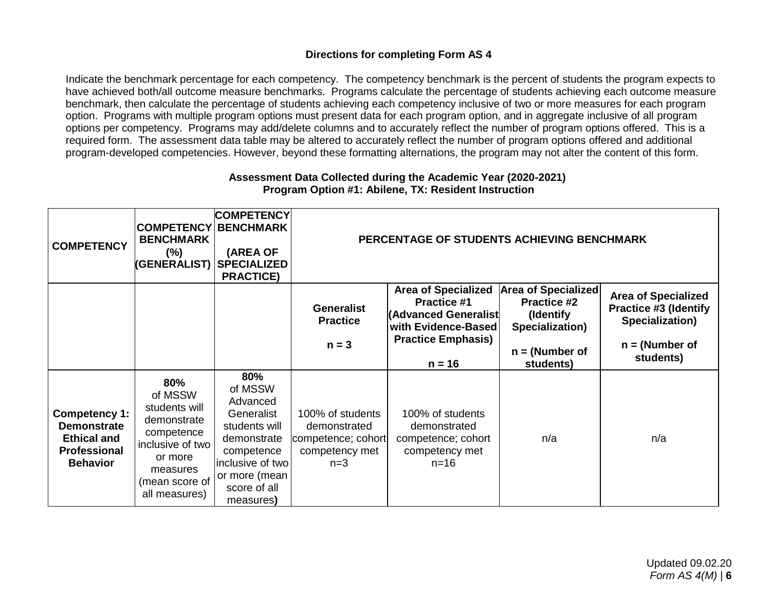### Directions for completing Form AS 4

Indicate the benchmark percentage for each competency. The competency benchmark is the percent of students the program expects to have achieved both/all outcome measure benchmarks. Programs calculate the percentage of students achieving each outcome measure benchmark, then calculate the percentage of students achieving each competency inclusive of two or more measures for each program option. Programs with multiple program options must present data for each program option, and in aggregate inclusive of all program options per competency. Programs may add/delete columns and to accurately reflect the number of program options offered. This is a required form. The assessment data table may be altered to accurately reflect the number of program options offered and additional program-developed competencies. However, beyond these formatting alternations, the program may not alter the content of this form.

**Assessment Data Collected during the Academic Year (2020-2021)**
**Program Option #1: Abilene, TX: Resident Instruction**

| COMPETENCY | COMPETENCY BENCHMARK (%) (GENERALIST) | COMPETENCY BENCHMARK (AREA OF SPECIALIZED PRACTICE) | PERCENTAGE OF STUDENTS ACHIEVING BENCHMARK | | | |
|---|---|---|---|---|---|---|
| | | | **Generalist Practice** n = 3 | **Area of Specialized Practice #1 (Advanced Generalist with Evidence-Based Practice Emphasis)** n = 16 | **Area of Specialized Practice #2 (Identify Specialization)** n = (Number of students) | **Area of Specialized Practice #3 (Identify Specialization)** n = (Number of students) |
| **Competency 1: Demonstrate Ethical and Professional Behavior** | **80%** of MSSW students will demonstrate competence inclusive of two or more measures (mean score of all measures) | **80%** of MSSW Advanced Generalist students will demonstrate competence inclusive of two or more (mean score of all measures) | 100% of students demonstrated competence; cohort competency met n=3 | 100% of students demonstrated competence; cohort competency met n=16 | n/a | n/a |

Updated 09.02.20
*Form AS 4(M)*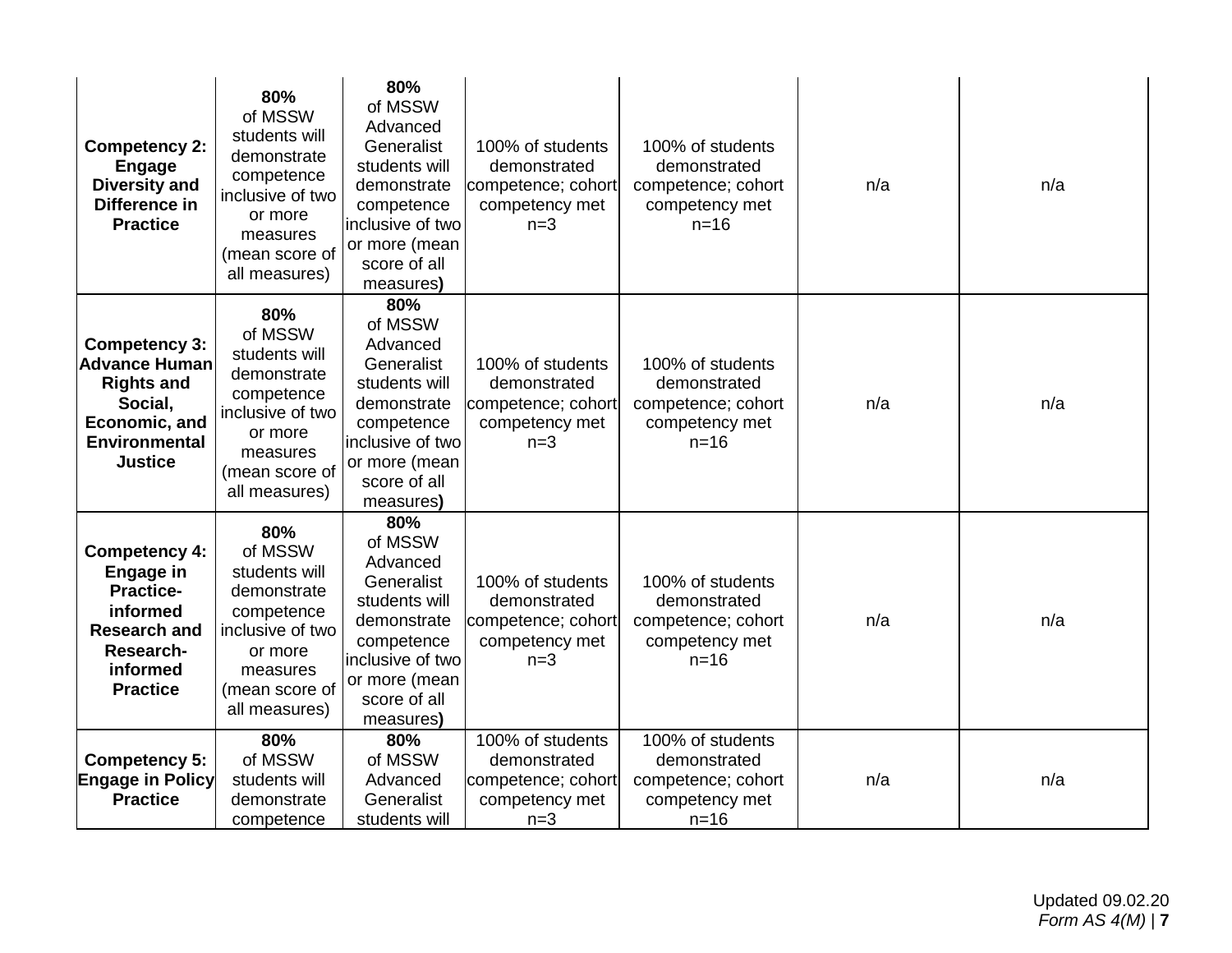| **Competency 2: Engage Diversity and Difference in Practice** | **80%** of MSSW students will demonstrate competence inclusive of two or more measures (mean score of all measures) | **80%** of MSSW Advanced Generalist students will demonstrate competence inclusive of two or more (mean score of all measures**)** | 100% of students demonstrated competence; cohort competency met n=3 | 100% of students demonstrated competence; cohort competency met n=16 | n/a | n/a |
|---|---|---|---|---|---|---|
| **Competency 3: Advance Human Rights and Social, Economic, and Environmental Justice** | **80%** of MSSW students will demonstrate competence inclusive of two or more measures (mean score of all measures) | **80%** of MSSW Advanced Generalist students will demonstrate competence inclusive of two or more (mean score of all measures**)** | 100% of students demonstrated competence; cohort competency met n=3 | 100% of students demonstrated competence; cohort competency met n=16 | n/a | n/a |
| **Competency 4: Engage in Practice-informed Research and Research-informed Practice** | **80%** of MSSW students will demonstrate competence inclusive of two or more measures (mean score of all measures) | **80%** of MSSW Advanced Generalist students will demonstrate competence inclusive of two or more (mean score of all measures**)** | 100% of students demonstrated competence; cohort competency met n=3 | 100% of students demonstrated competence; cohort competency met n=16 | n/a | n/a |
| **Competency 5: Engage in Policy Practice** | **80%** of MSSW students will demonstrate competence | **80%** of MSSW Advanced Generalist students will | 100% of students demonstrated competence; cohort competency met n=3 | 100% of students demonstrated competence; cohort competency met n=16 | n/a | n/a |

Updated 09.02.20
*Form AS 4(M)*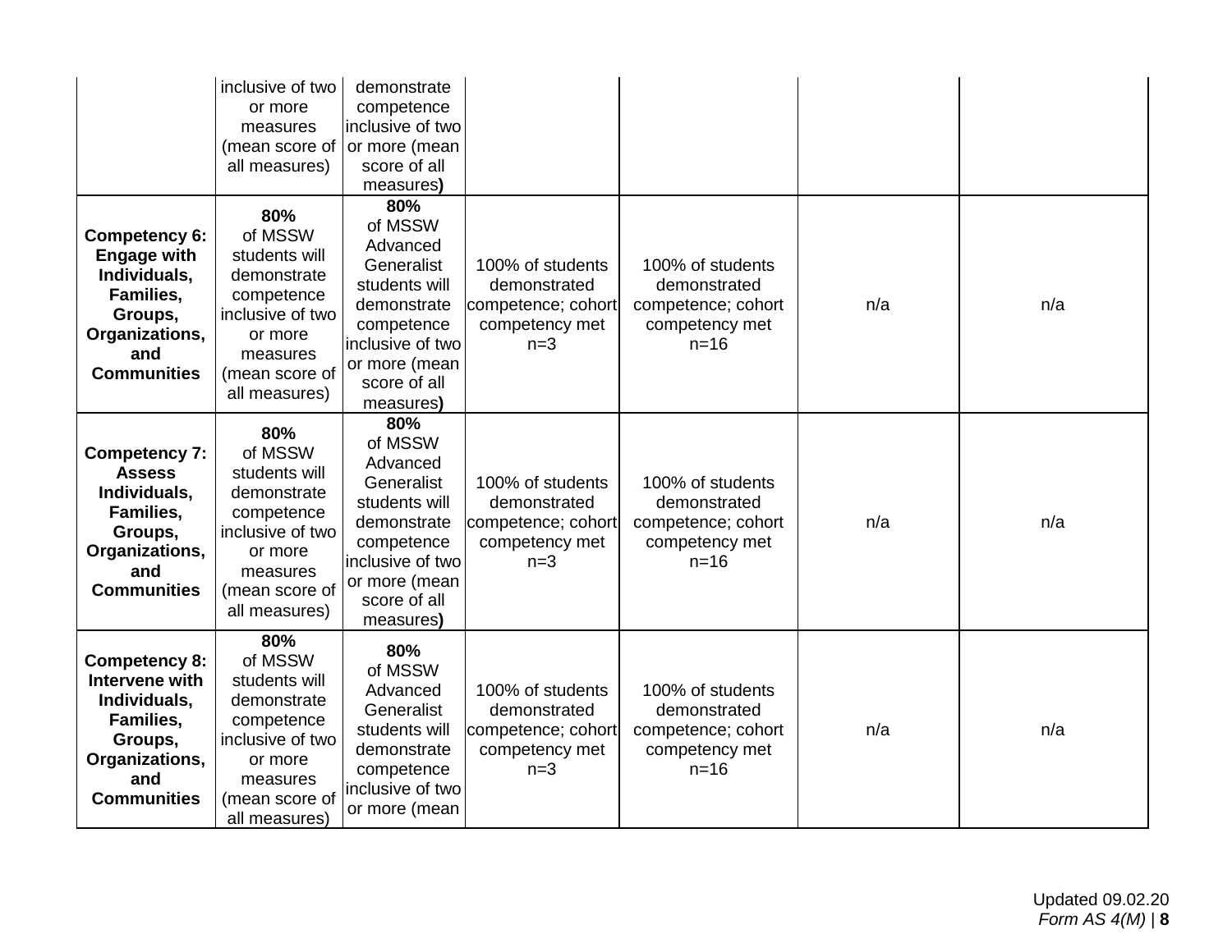| | | | | | | |
|---|---|---|---|---|---|---|
| | inclusive of two or more measures (mean score of all measures) | demonstrate competence inclusive of two or more (mean score of all measures**)** | | | | |
| **Competency 6: Engage with Individuals, Families, Groups, Organizations, and Communities** | **80%** of MSSW students will demonstrate competence inclusive of two or more measures (mean score of all measures) | **80%** of MSSW Advanced Generalist students will demonstrate competence inclusive of two or more (mean score of all measures**)** | 100% of students demonstrated competence; cohort competency met n=3 | 100% of students demonstrated competence; cohort competency met n=16 | n/a | n/a |
| **Competency 7: Assess Individuals, Families, Groups, Organizations, and Communities** | **80%** of MSSW students will demonstrate competence inclusive of two or more measures (mean score of all measures) | **80%** of MSSW Advanced Generalist students will demonstrate competence inclusive of two or more (mean score of all measures**)** | 100% of students demonstrated competence; cohort competency met n=3 | 100% of students demonstrated competence; cohort competency met n=16 | n/a | n/a |
| **Competency 8: Intervene with Individuals, Families, Groups, Organizations, and Communities** | **80%** of MSSW students will demonstrate competence inclusive of two or more measures (mean score of all measures) | **80%** of MSSW Advanced Generalist students will demonstrate competence inclusive of two or more (mean | 100% of students demonstrated competence; cohort competency met n=3 | 100% of students demonstrated competence; cohort competency met n=16 | n/a | n/a |

Updated 09.02.20
*Form AS 4(M)*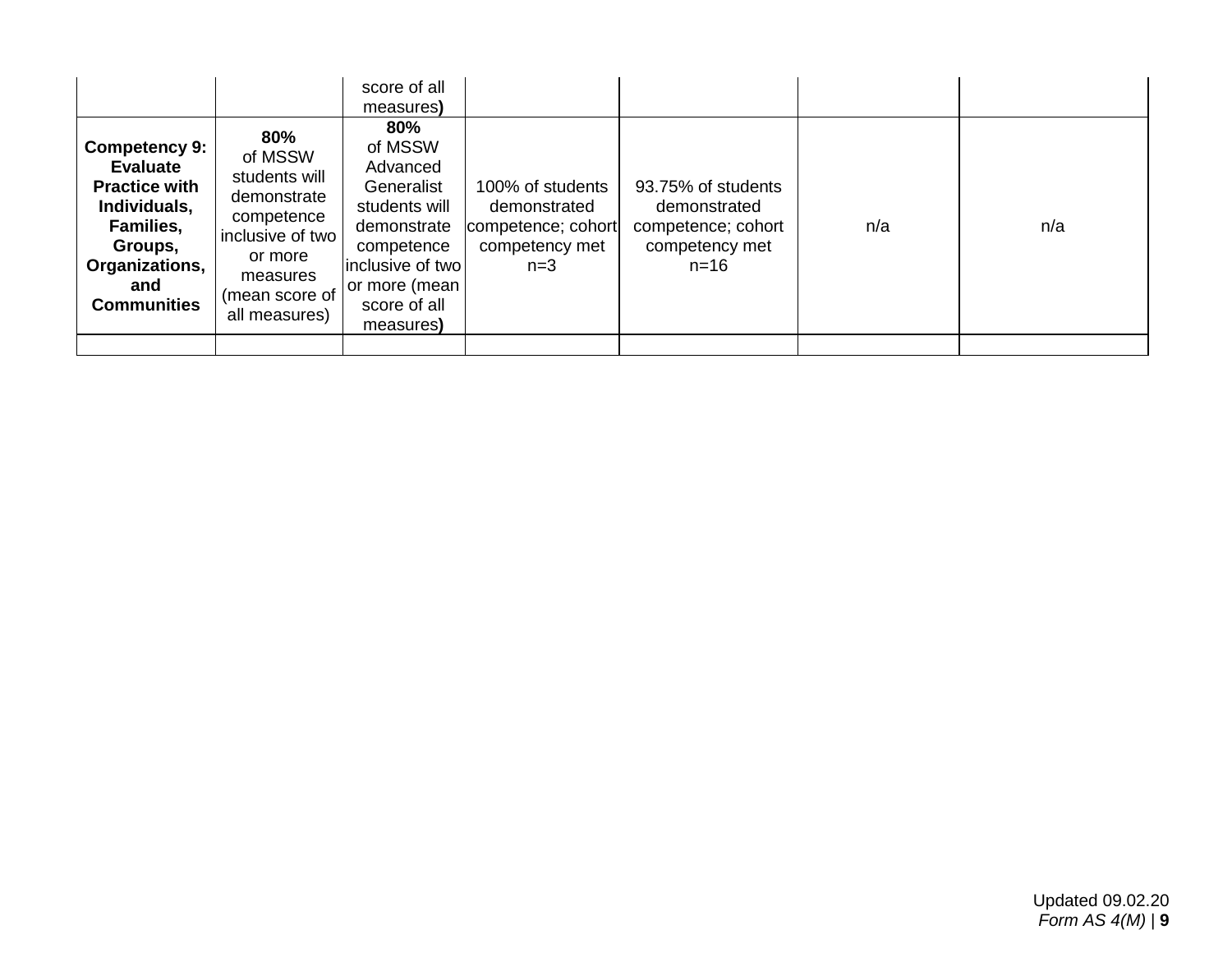| | | score of all measures**)** | | | | |
|---|---|---|---|---|---|---|
| **Competency 9: Evaluate Practice with Individuals, Families, Groups, Organizations, and Communities** | **80%** of MSSW students will demonstrate competence inclusive of two or more measures (mean score of all measures) | **80%** of MSSW Advanced Generalist students will demonstrate competence inclusive of two or more (mean score of all measures**)** | 100% of students demonstrated competence; cohort competency met n=3 | 93.75% of students demonstrated competence; cohort competency met n=16 | n/a | n/a |
| | | | | | | |

Updated 09.02.20
*Form AS 4(M)*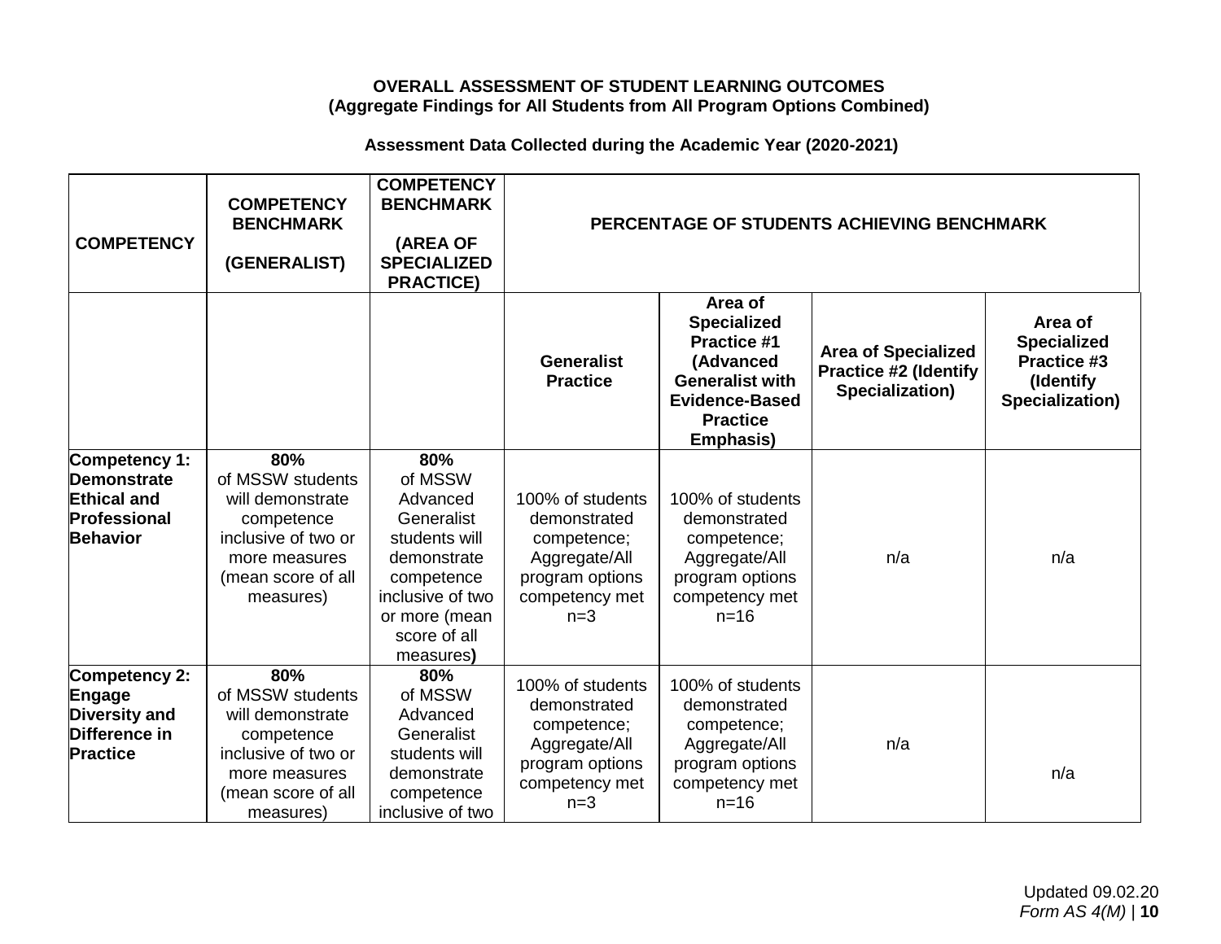**OVERALL ASSESSMENT OF STUDENT LEARNING OUTCOMES**
**(Aggregate Findings for All Students from All Program Options Combined)**

**Assessment Data Collected during the Academic Year (2020-2021)**

| COMPETENCY | COMPETENCY BENCHMARK (GENERALIST) | COMPETENCY BENCHMARK (AREA OF SPECIALIZED PRACTICE) | PERCENTAGE OF STUDENTS ACHIEVING BENCHMARK | | | |
|---|---|---|---|---|---|---|
| | | | Generalist Practice | Area of Specialized Practice #1 (Advanced Generalist with Evidence-Based Practice Emphasis) | Area of Specialized Practice #2 (Identify Specialization) | Area of Specialized Practice #3 (Identify Specialization) |
| **Competency 1: Demonstrate Ethical and Professional Behavior** | **80%** of MSSW students will demonstrate competence inclusive of two or more measures (mean score of all measures) | **80%** of MSSW Advanced Generalist students will demonstrate competence inclusive of two or more (mean score of all measures**)** | 100% of students demonstrated competence; Aggregate/All program options competency met n=3 | 100% of students demonstrated competence; Aggregate/All program options competency met n=16 | n/a | n/a |
| **Competency 2: Engage Diversity and Difference in Practice** | **80%** of MSSW students will demonstrate competence inclusive of two or more measures (mean score of all measures) | **80%** of MSSW Advanced Generalist students will demonstrate competence inclusive of two | 100% of students demonstrated competence; Aggregate/All program options competency met n=3 | 100% of students demonstrated competence; Aggregate/All program options competency met n=16 | n/a | n/a |

Updated 09.02.20
*Form AS 4(M)*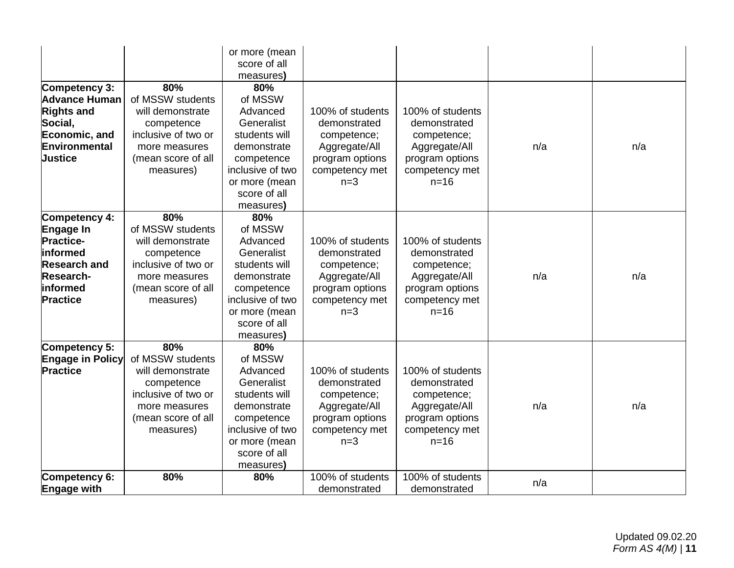| | | | | | | |
|---|---|---|---|---|---|---|
| | | or more (mean score of all measures) | | | | |
| **Competency 3: Advance Human Rights and Social, Economic, and Environmental Justice** | **80%** of MSSW students will demonstrate competence inclusive of two or more measures (mean score of all measures) | **80%** of MSSW Advanced Generalist students will demonstrate competence inclusive of two or more (mean score of all measures) | 100% of students demonstrated competence; Aggregate/All program options competency met n=3 | 100% of students demonstrated competence; Aggregate/All program options competency met n=16 | n/a | n/a |
| **Competency 4: Engage In Practice-informed Research and Research-informed Practice** | **80%** of MSSW students will demonstrate competence inclusive of two or more measures (mean score of all measures) | **80%** of MSSW Advanced Generalist students will demonstrate competence inclusive of two or more (mean score of all measures) | 100% of students demonstrated competence; Aggregate/All program options competency met n=3 | 100% of students demonstrated competence; Aggregate/All program options competency met n=16 | n/a | n/a |
| **Competency 5: Engage in Policy Practice** | **80%** of MSSW students will demonstrate competence inclusive of two or more measures (mean score of all measures) | **80%** of MSSW Advanced Generalist students will demonstrate competence inclusive of two or more (mean score of all measures) | 100% of students demonstrated competence; Aggregate/All program options competency met n=3 | 100% of students demonstrated competence; Aggregate/All program options competency met n=16 | n/a | n/a |
| **Competency 6: Engage with** | **80%** | **80%** | 100% of students demonstrated | 100% of students demonstrated | n/a | |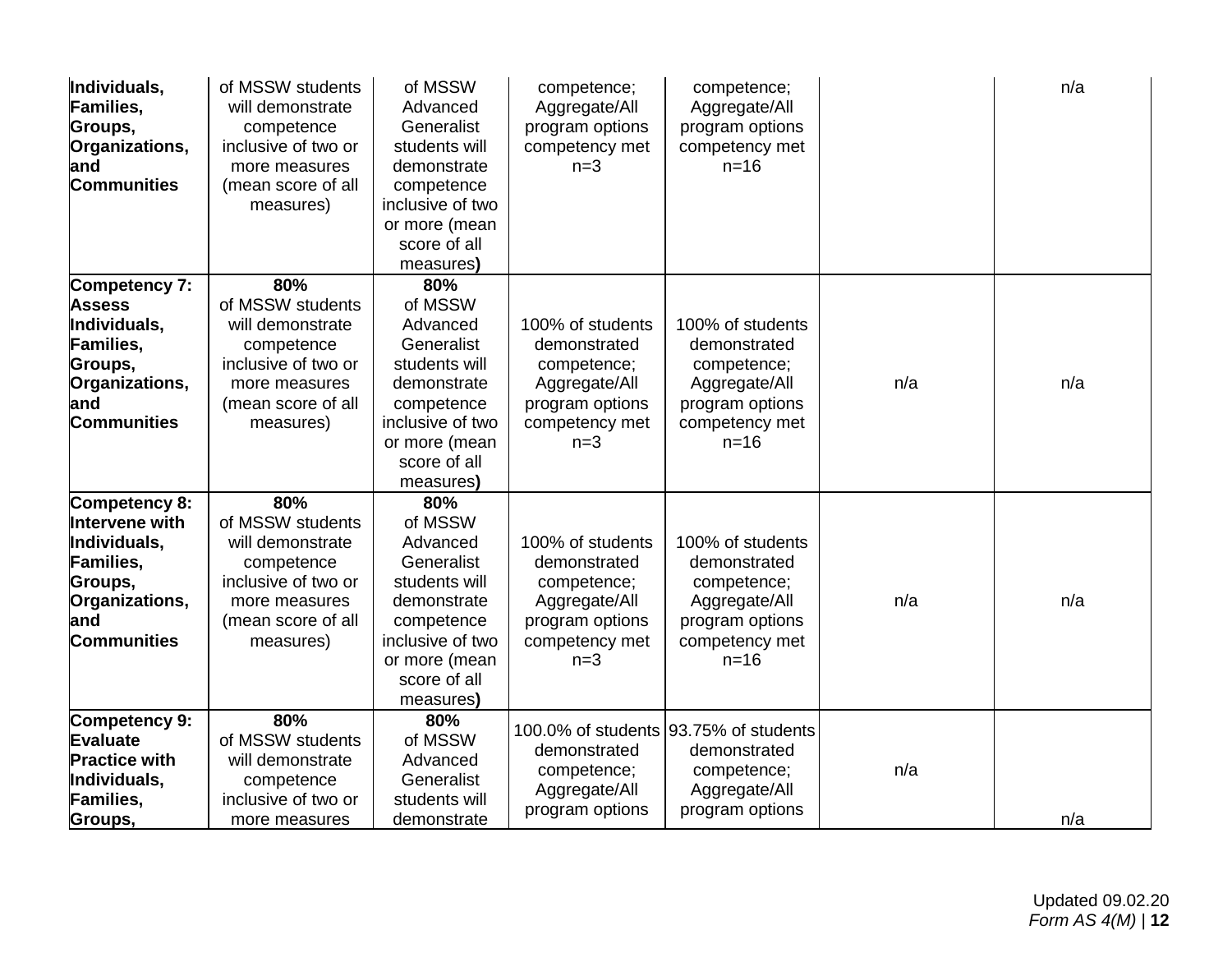| | | | | | | |
|---|---|---|---|---|---|---|
| **Individuals, Families, Groups, Organizations, and Communities** | of MSSW students will demonstrate competence inclusive of two or more measures (mean score of all measures) | of MSSW Advanced Generalist students will demonstrate competence inclusive of two or more (mean score of all measures**)** | competence; Aggregate/All program options competency met n=3 | competence; Aggregate/All program options competency met n=16 | | n/a |
| **Competency 7: Assess Individuals, Families, Groups, Organizations, and Communities** | **80%** of MSSW students will demonstrate competence inclusive of two or more measures (mean score of all measures) | **80%** of MSSW Advanced Generalist students will demonstrate competence inclusive of two or more (mean score of all measures**)** | 100% of students demonstrated competence; Aggregate/All program options competency met n=3 | 100% of students demonstrated competence; Aggregate/All program options competency met n=16 | n/a | n/a |
| **Competency 8: Intervene with Individuals, Families, Groups, Organizations, and Communities** | **80%** of MSSW students will demonstrate competence inclusive of two or more measures (mean score of all measures) | **80%** of MSSW Advanced Generalist students will demonstrate competence inclusive of two or more (mean score of all measures**)** | 100% of students demonstrated competence; Aggregate/All program options competency met n=3 | 100% of students demonstrated competence; Aggregate/All program options competency met n=16 | n/a | n/a |
| **Competency 9: Evaluate Practice with Individuals, Families, Groups,** | **80%** of MSSW students will demonstrate competence inclusive of two or more measures | **80%** of MSSW Advanced Generalist students will demonstrate | 100.0% of students demonstrated competence; Aggregate/All program options | 93.75% of students demonstrated competence; Aggregate/All program options | n/a | n/a |

Updated 09.02.20
*Form AS 4(M)*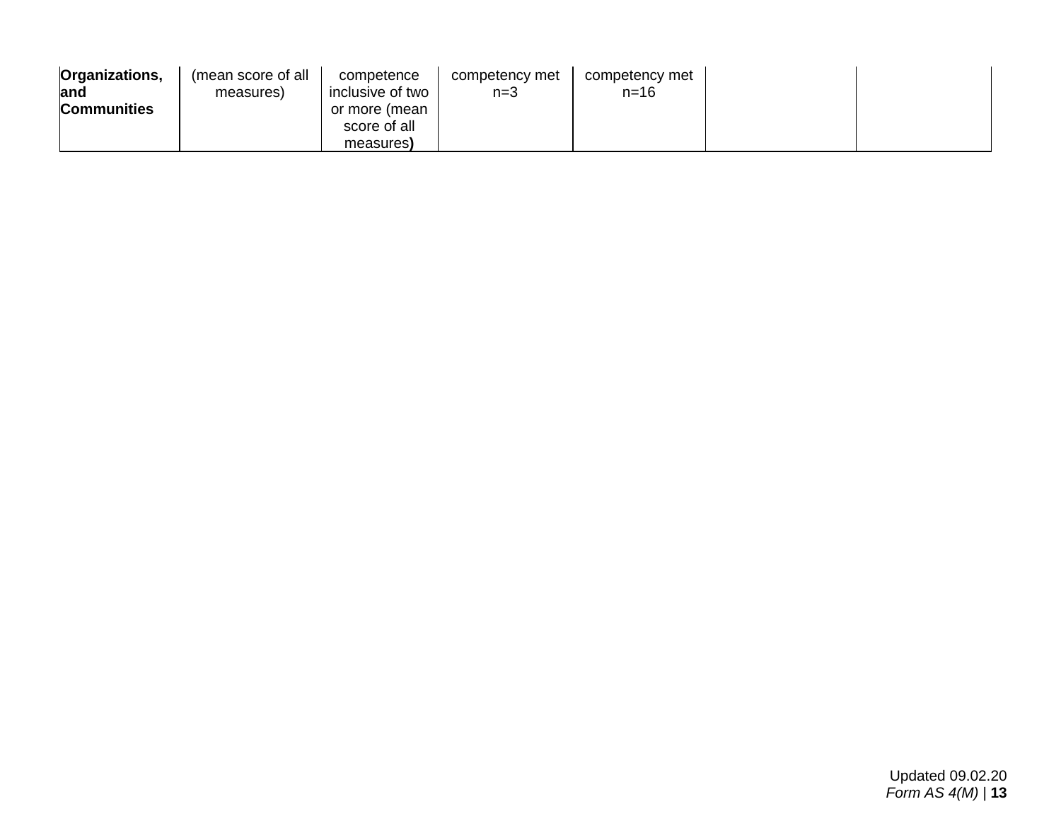| | | | | | | |
|---|---|---|---|---|---|---|
| **Organizations, and Communities** | (mean score of all measures) | competence inclusive of two or more (mean score of all measures**)** | competency met n=3 | competency met n=16 | | |